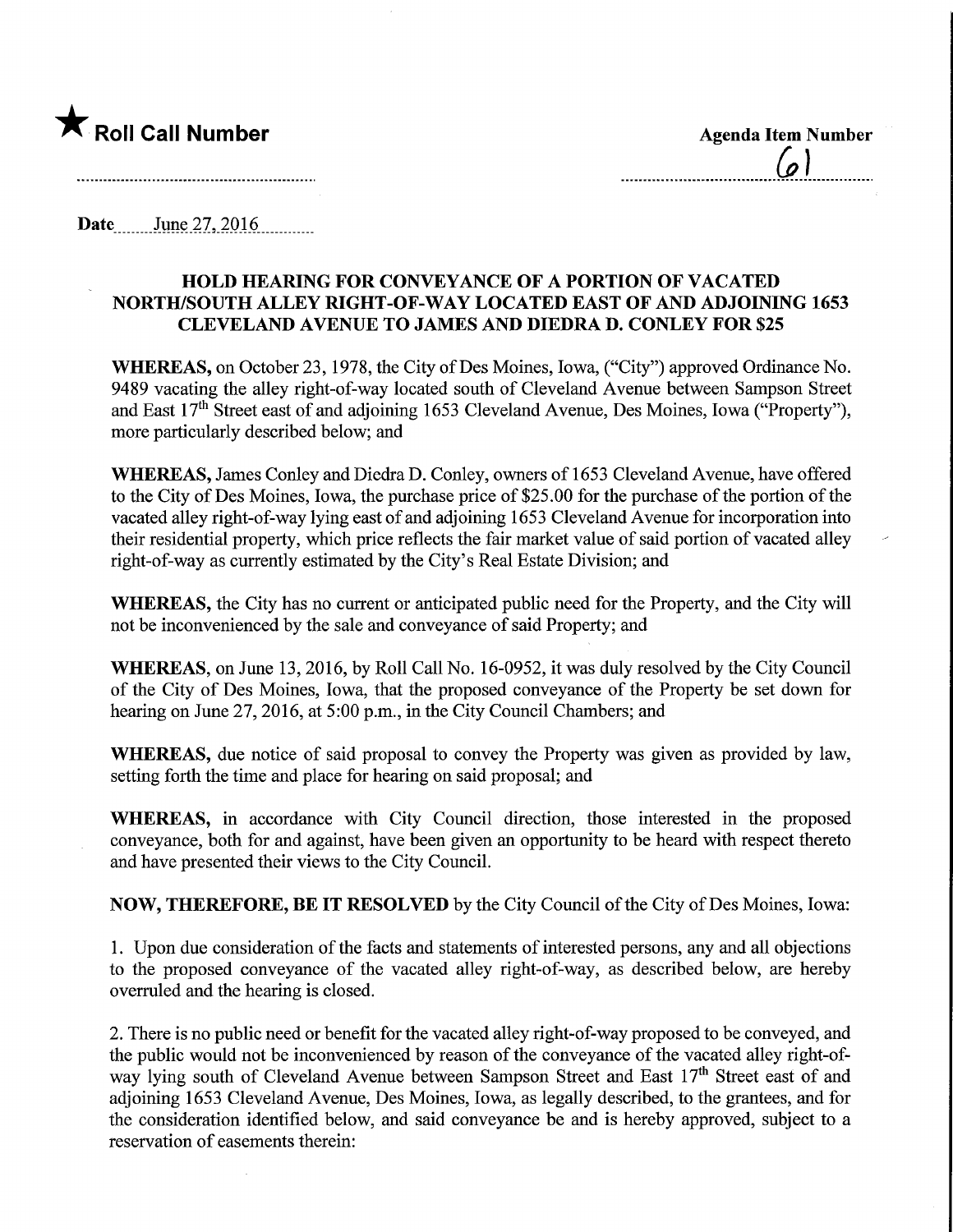★ **Roll Call Number**

**Agenda Item Number**

61

**Date** June 27, 2016

## HOLD HEARING FOR CONVEYANCE OF A PORTION OF VACATED NORTH/SOUTH ALLEY RIGHT-OF-WAY LOCATED EAST OF AND ADJOINING 1653 CLEVELAND AVENUE TO JAMES AND DIEDRA D. CONLEY FOR $25

**WHEREAS,** on October 23, 1978, the City of Des Moines, Iowa, ("City") approved Ordinance No. 9489 vacating the alley right-of-way located south of Cleveland Avenue between Sampson Street and East 17th Street east of and adjoining 1653 Cleveland Avenue, Des Moines, Iowa ("Property"), more particularly described below; and

**WHEREAS,** James Conley and Diedra D. Conley, owners of 1653 Cleveland Avenue, have offered to the City of Des Moines, Iowa, the purchase price of $25.00 for the purchase of the portion of the vacated alley right-of-way lying east of and adjoining 1653 Cleveland Avenue for incorporation into their residential property, which price reflects the fair market value of said portion of vacated alley right-of-way as currently estimated by the City's Real Estate Division; and

**WHEREAS,** the City has no current or anticipated public need for the Property, and the City will not be inconvenienced by the sale and conveyance of said Property; and

**WHEREAS,** on June 13, 2016, by Roll Call No. 16-0952, it was duly resolved by the City Council of the City of Des Moines, Iowa, that the proposed conveyance of the Property be set down for hearing on June 27, 2016, at 5:00 p.m., in the City Council Chambers; and

**WHEREAS,** due notice of said proposal to convey the Property was given as provided by law, setting forth the time and place for hearing on said proposal; and

**WHEREAS,** in accordance with City Council direction, those interested in the proposed conveyance, both for and against, have been given an opportunity to be heard with respect thereto and have presented their views to the City Council.

**NOW, THEREFORE, BE IT RESOLVED** by the City Council of the City of Des Moines, Iowa:

1. Upon due consideration of the facts and statements of interested persons, any and all objections to the proposed conveyance of the vacated alley right-of-way, as described below, are hereby overruled and the hearing is closed.

2. There is no public need or benefit for the vacated alley right-of-way proposed to be conveyed, and the public would not be inconvenienced by reason of the conveyance of the vacated alley right-of-way lying south of Cleveland Avenue between Sampson Street and East 17th Street east of and adjoining 1653 Cleveland Avenue, Des Moines, Iowa, as legally described, to the grantees, and for the consideration identified below, and said conveyance be and is hereby approved, subject to a reservation of easements therein: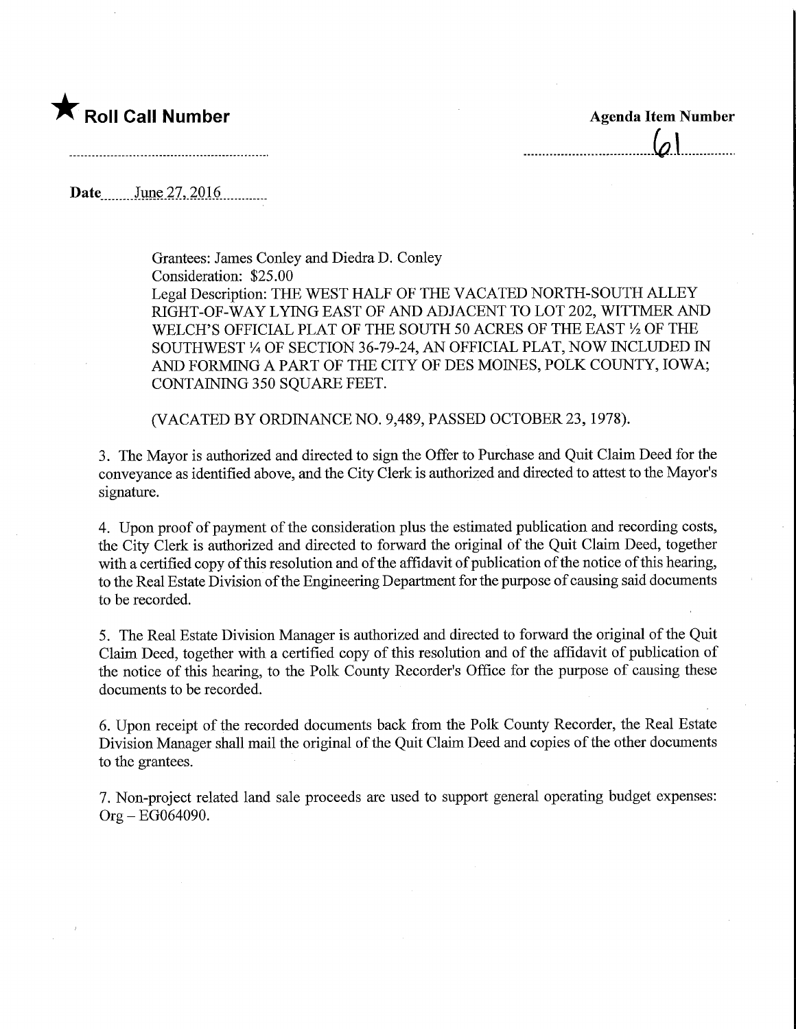★ **Roll Call Number**

**Agenda Item Number**

61

**Date** June 27, 2016

Grantees: James Conley and Diedra D. Conley
Consideration: $25.00
Legal Description: THE WEST HALF OF THE VACATED NORTH-SOUTH ALLEY RIGHT-OF-WAY LYING EAST OF AND ADJACENT TO LOT 202, WITTMER AND WELCH'S OFFICIAL PLAT OF THE SOUTH 50 ACRES OF THE EAST ½ OF THE SOUTHWEST ¼ OF SECTION 36-79-24, AN OFFICIAL PLAT, NOW INCLUDED IN AND FORMING A PART OF THE CITY OF DES MOINES, POLK COUNTY, IOWA; CONTAINING 350 SQUARE FEET.

(VACATED BY ORDINANCE NO. 9,489, PASSED OCTOBER 23, 1978).

3. The Mayor is authorized and directed to sign the Offer to Purchase and Quit Claim Deed for the conveyance as identified above, and the City Clerk is authorized and directed to attest to the Mayor's signature.

4. Upon proof of payment of the consideration plus the estimated publication and recording costs, the City Clerk is authorized and directed to forward the original of the Quit Claim Deed, together with a certified copy of this resolution and of the affidavit of publication of the notice of this hearing, to the Real Estate Division of the Engineering Department for the purpose of causing said documents to be recorded.

5. The Real Estate Division Manager is authorized and directed to forward the original of the Quit Claim Deed, together with a certified copy of this resolution and of the affidavit of publication of the notice of this hearing, to the Polk County Recorder's Office for the purpose of causing these documents to be recorded.

6. Upon receipt of the recorded documents back from the Polk County Recorder, the Real Estate Division Manager shall mail the original of the Quit Claim Deed and copies of the other documents to the grantees.

7. Non-project related land sale proceeds are used to support general operating budget expenses: Org – EG064090.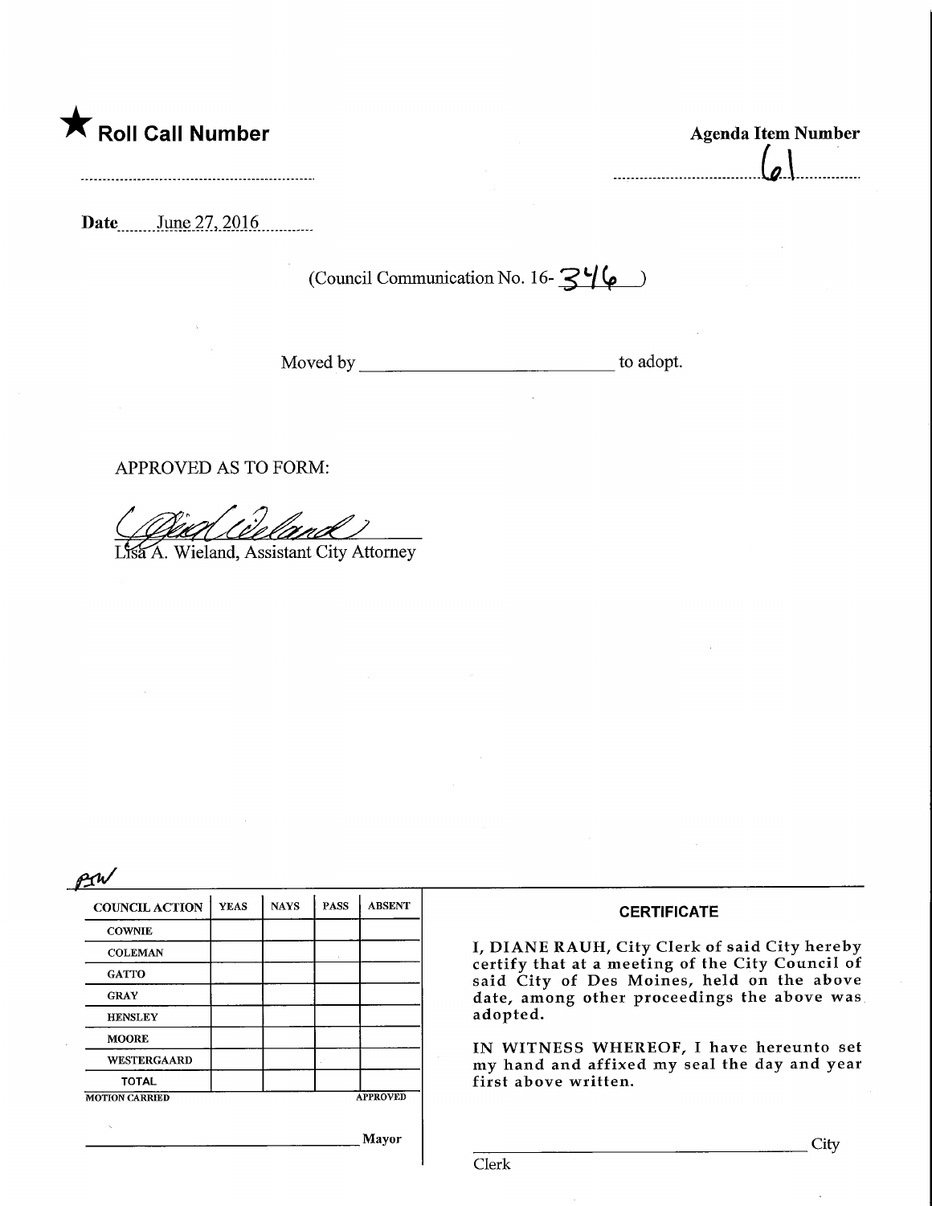★ **Roll Call Number** 

**Agenda Item Number**

61

**Date** June 27, 2016

(Council Communication No. 16-346)

Moved by ______________________ to adopt.

APPROVED AS TO FORM:

Lisa A. Wieland, Assistant City Attorney

PW

| COUNCIL ACTION | YEAS | NAYS | PASS | ABSENT |
|---|---|---|---|---|
| COWNIE | | | | |
| COLEMAN | | | | |
| GATTO | | | | |
| GRAY | | | | |
| HENSLEY | | | | |
| MOORE | | | | |
| WESTERGAARD | | | | |
| TOTAL | | | | |

MOTION CARRIED APPROVED

______________________ Mayor

**CERTIFICATE**

I, DIANE RAUH, City Clerk of said City hereby certify that at a meeting of the City Council of said City of Des Moines, held on the above date, among other proceedings the above was adopted.

IN WITNESS WHEREOF, I have hereunto set my hand and affixed my seal the day and year first above written.

______________________ City Clerk